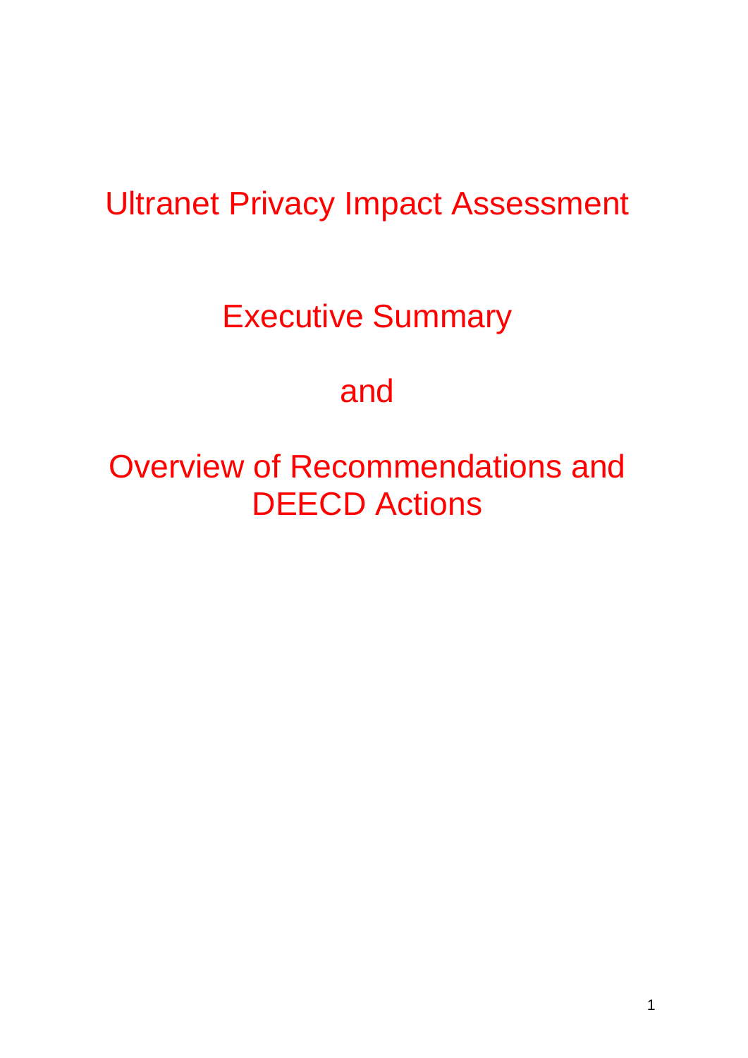# Ultranet Privacy Impact Assessment

# Executive Summary

# and

# Overview of Recommendations and DEECD Actions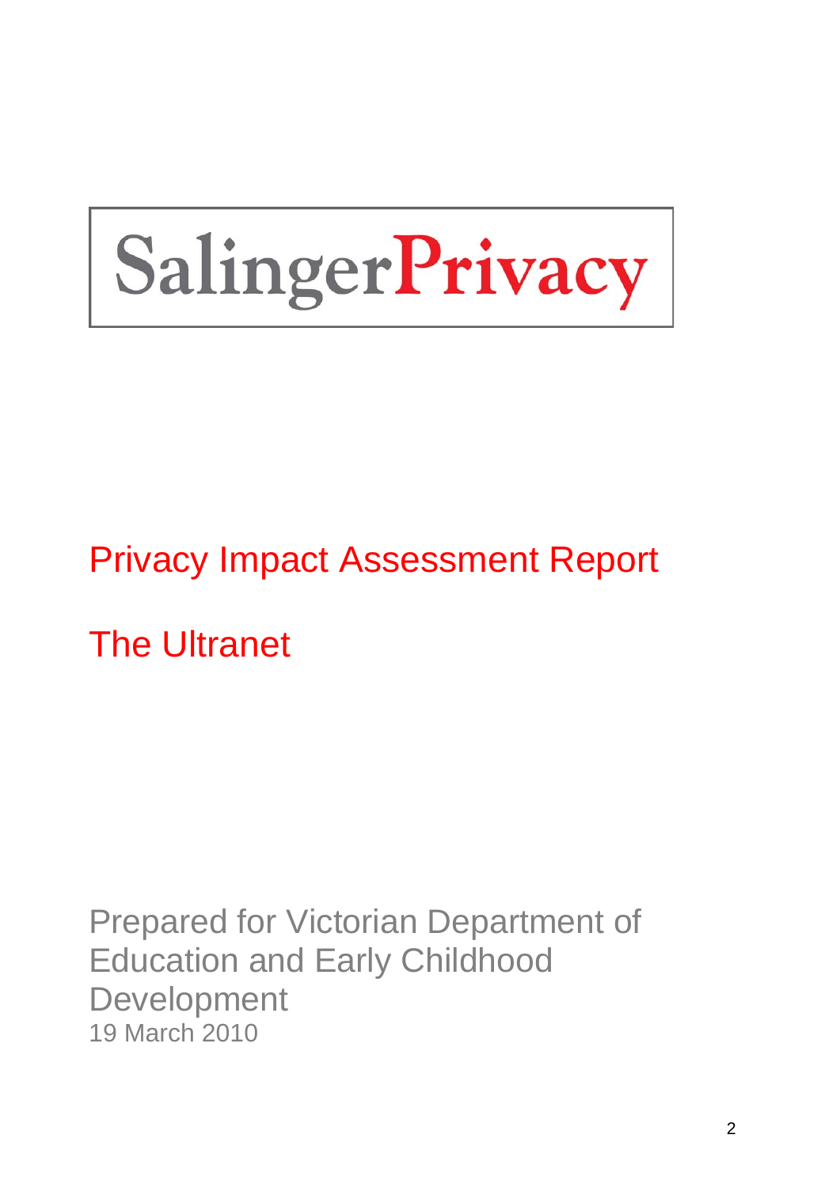SalingerPrivacy

# Privacy Impact Assessment Report

# The Ultranet

Prepared for Victorian Department of Education and Early Childhood Development
19 March 2010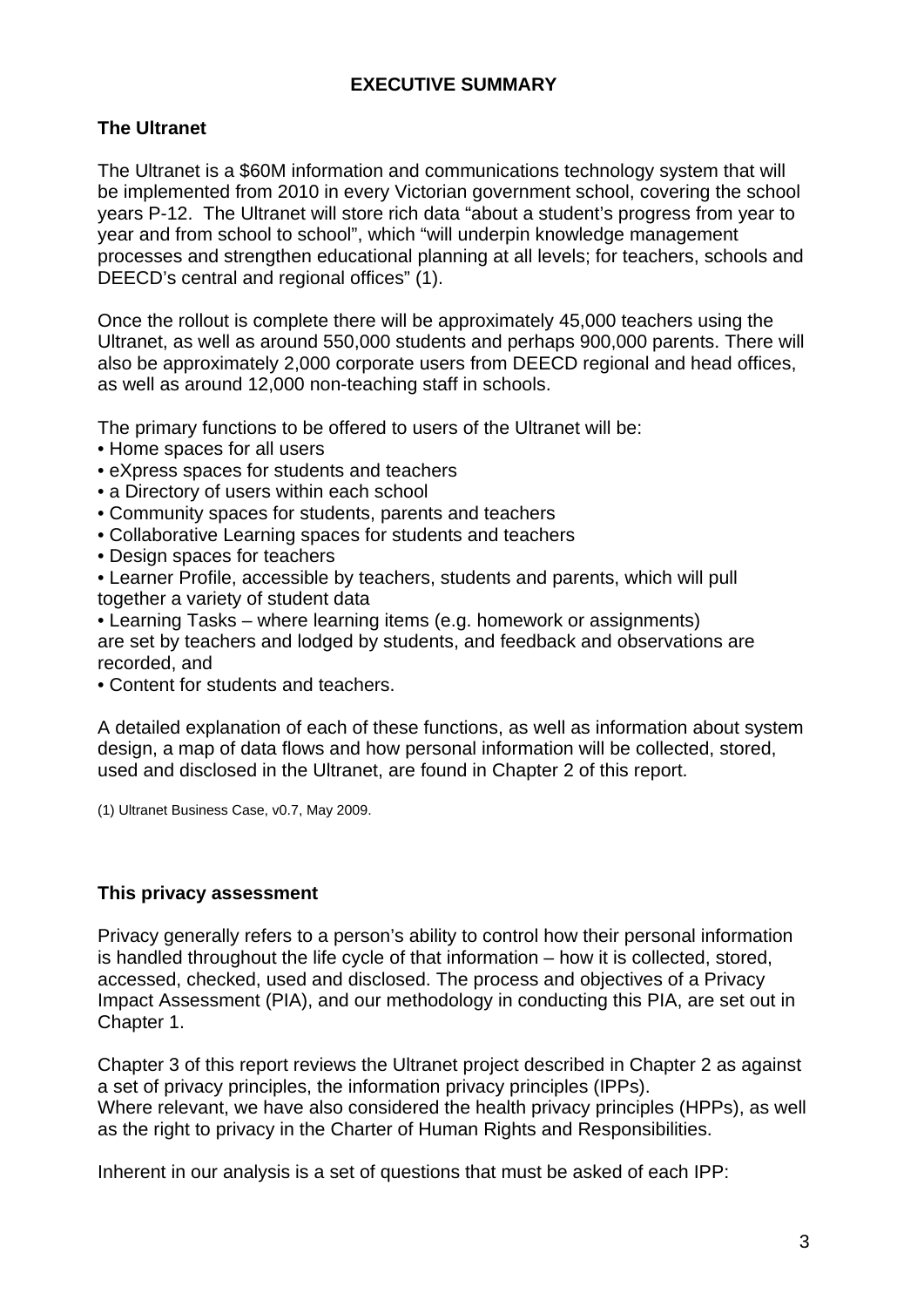**EXECUTIVE SUMMARY**

## The Ultranet

The Ultranet is a $60M information and communications technology system that will be implemented from 2010 in every Victorian government school, covering the school years P-12. The Ultranet will store rich data "about a student's progress from year to year and from school to school", which "will underpin knowledge management processes and strengthen educational planning at all levels; for teachers, schools and DEECD's central and regional offices" (1).

Once the rollout is complete there will be approximately 45,000 teachers using the Ultranet, as well as around 550,000 students and perhaps 900,000 parents. There will also be approximately 2,000 corporate users from DEECD regional and head offices, as well as around 12,000 non-teaching staff in schools.

The primary functions to be offered to users of the Ultranet will be:

- Home spaces for all users
- eXpress spaces for students and teachers
- a Directory of users within each school
- Community spaces for students, parents and teachers
- Collaborative Learning spaces for students and teachers
- Design spaces for teachers
- Learner Profile, accessible by teachers, students and parents, which will pull together a variety of student data
- Learning Tasks – where learning items (e.g. homework or assignments) are set by teachers and lodged by students, and feedback and observations are recorded, and
- Content for students and teachers.

A detailed explanation of each of these functions, as well as information about system design, a map of data flows and how personal information will be collected, stored, used and disclosed in the Ultranet, are found in Chapter 2 of this report.

(1) Ultranet Business Case, v0.7, May 2009.

## This privacy assessment

Privacy generally refers to a person's ability to control how their personal information is handled throughout the life cycle of that information – how it is collected, stored, accessed, checked, used and disclosed. The process and objectives of a Privacy Impact Assessment (PIA), and our methodology in conducting this PIA, are set out in Chapter 1.

Chapter 3 of this report reviews the Ultranet project described in Chapter 2 as against a set of privacy principles, the information privacy principles (IPPs). Where relevant, we have also considered the health privacy principles (HPPs), as well as the right to privacy in the Charter of Human Rights and Responsibilities.

Inherent in our analysis is a set of questions that must be asked of each IPP: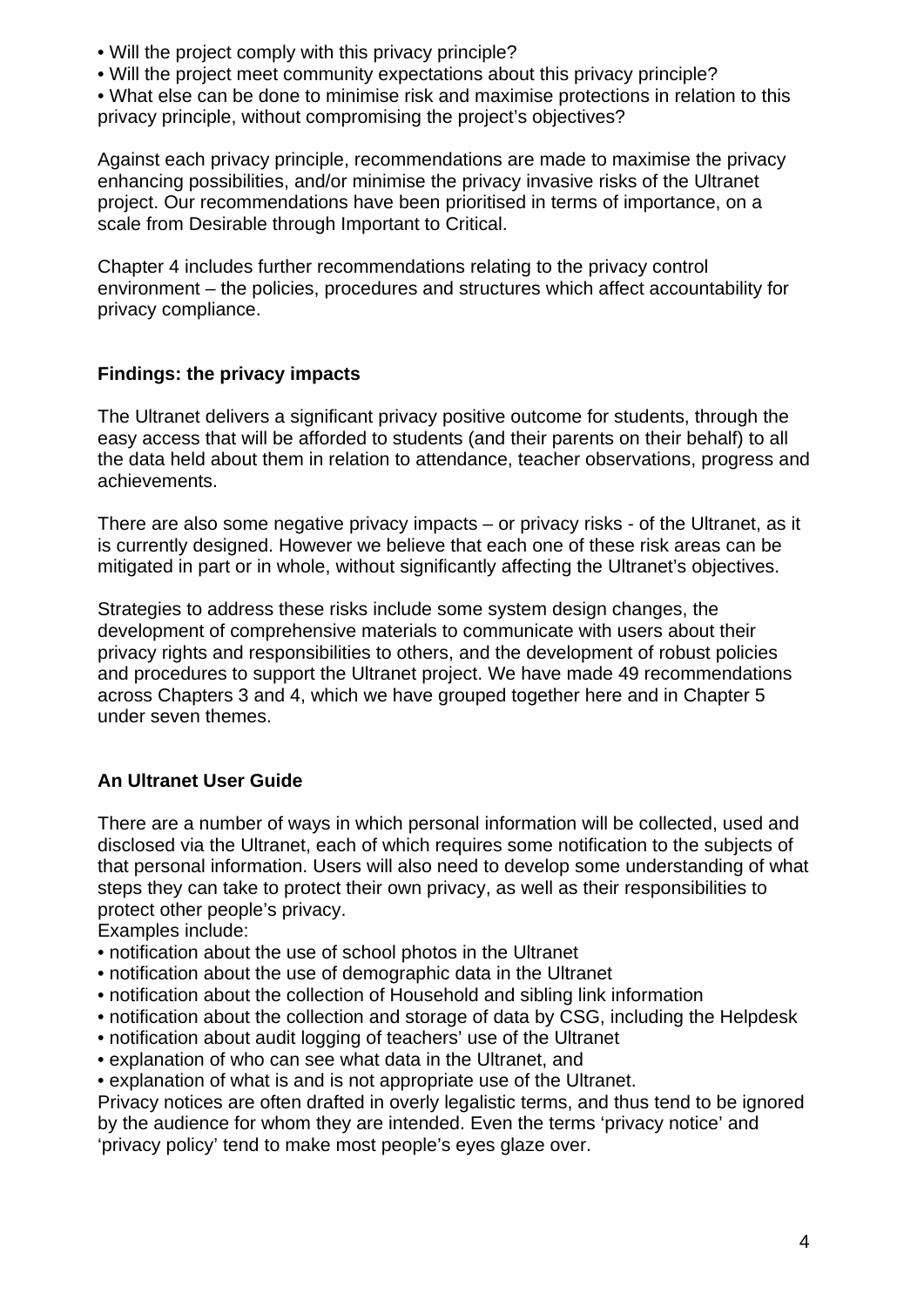- Will the project comply with this privacy principle?
- Will the project meet community expectations about this privacy principle?
- What else can be done to minimise risk and maximise protections in relation to this privacy principle, without compromising the project's objectives?

Against each privacy principle, recommendations are made to maximise the privacy enhancing possibilities, and/or minimise the privacy invasive risks of the Ultranet project. Our recommendations have been prioritised in terms of importance, on a scale from Desirable through Important to Critical.

Chapter 4 includes further recommendations relating to the privacy control environment – the policies, procedures and structures which affect accountability for privacy compliance.

### Findings: the privacy impacts

The Ultranet delivers a significant privacy positive outcome for students, through the easy access that will be afforded to students (and their parents on their behalf) to all the data held about them in relation to attendance, teacher observations, progress and achievements.

There are also some negative privacy impacts – or privacy risks - of the Ultranet, as it is currently designed. However we believe that each one of these risk areas can be mitigated in part or in whole, without significantly affecting the Ultranet's objectives.

Strategies to address these risks include some system design changes, the development of comprehensive materials to communicate with users about their privacy rights and responsibilities to others, and the development of robust policies and procedures to support the Ultranet project. We have made 49 recommendations across Chapters 3 and 4, which we have grouped together here and in Chapter 5 under seven themes.

### An Ultranet User Guide

There are a number of ways in which personal information will be collected, used and disclosed via the Ultranet, each of which requires some notification to the subjects of that personal information. Users will also need to develop some understanding of what steps they can take to protect their own privacy, as well as their responsibilities to protect other people's privacy.

Examples include:

- notification about the use of school photos in the Ultranet
- notification about the use of demographic data in the Ultranet
- notification about the collection of Household and sibling link information
- notification about the collection and storage of data by CSG, including the Helpdesk
- notification about audit logging of teachers' use of the Ultranet
- explanation of who can see what data in the Ultranet, and
- explanation of what is and is not appropriate use of the Ultranet.

Privacy notices are often drafted in overly legalistic terms, and thus tend to be ignored by the audience for whom they are intended. Even the terms 'privacy notice' and 'privacy policy' tend to make most people's eyes glaze over.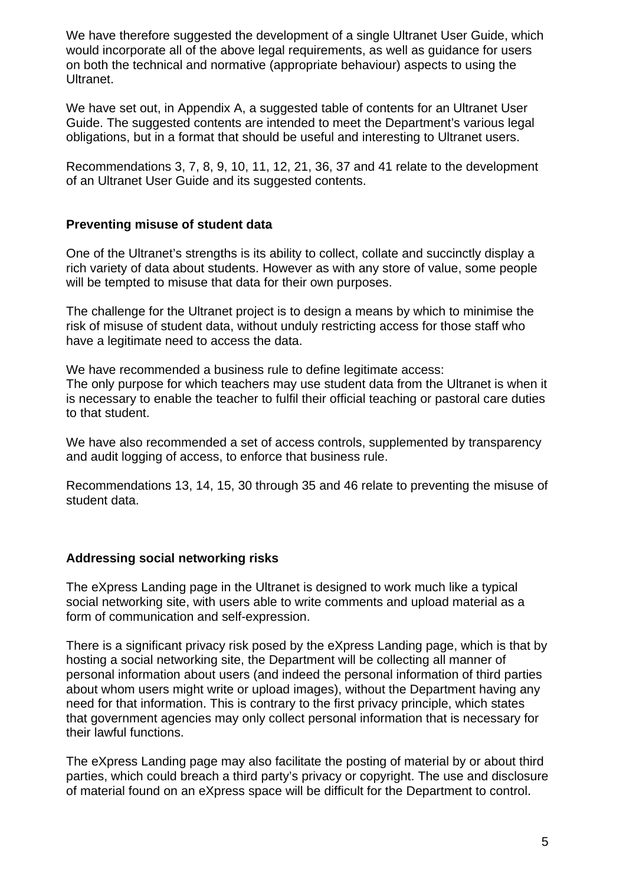We have therefore suggested the development of a single Ultranet User Guide, which would incorporate all of the above legal requirements, as well as guidance for users on both the technical and normative (appropriate behaviour) aspects to using the Ultranet.

We have set out, in Appendix A, a suggested table of contents for an Ultranet User Guide. The suggested contents are intended to meet the Department's various legal obligations, but in a format that should be useful and interesting to Ultranet users.

Recommendations 3, 7, 8, 9, 10, 11, 12, 21, 36, 37 and 41 relate to the development of an Ultranet User Guide and its suggested contents.

**Preventing misuse of student data**

One of the Ultranet's strengths is its ability to collect, collate and succinctly display a rich variety of data about students. However as with any store of value, some people will be tempted to misuse that data for their own purposes.

The challenge for the Ultranet project is to design a means by which to minimise the risk of misuse of student data, without unduly restricting access for those staff who have a legitimate need to access the data.

We have recommended a business rule to define legitimate access:
The only purpose for which teachers may use student data from the Ultranet is when it is necessary to enable the teacher to fulfil their official teaching or pastoral care duties to that student.

We have also recommended a set of access controls, supplemented by transparency and audit logging of access, to enforce that business rule.

Recommendations 13, 14, 15, 30 through 35 and 46 relate to preventing the misuse of student data.

**Addressing social networking risks**

The eXpress Landing page in the Ultranet is designed to work much like a typical social networking site, with users able to write comments and upload material as a form of communication and self-expression.

There is a significant privacy risk posed by the eXpress Landing page, which is that by hosting a social networking site, the Department will be collecting all manner of personal information about users (and indeed the personal information of third parties about whom users might write or upload images), without the Department having any need for that information. This is contrary to the first privacy principle, which states that government agencies may only collect personal information that is necessary for their lawful functions.

The eXpress Landing page may also facilitate the posting of material by or about third parties, which could breach a third party's privacy or copyright. The use and disclosure of material found on an eXpress space will be difficult for the Department to control.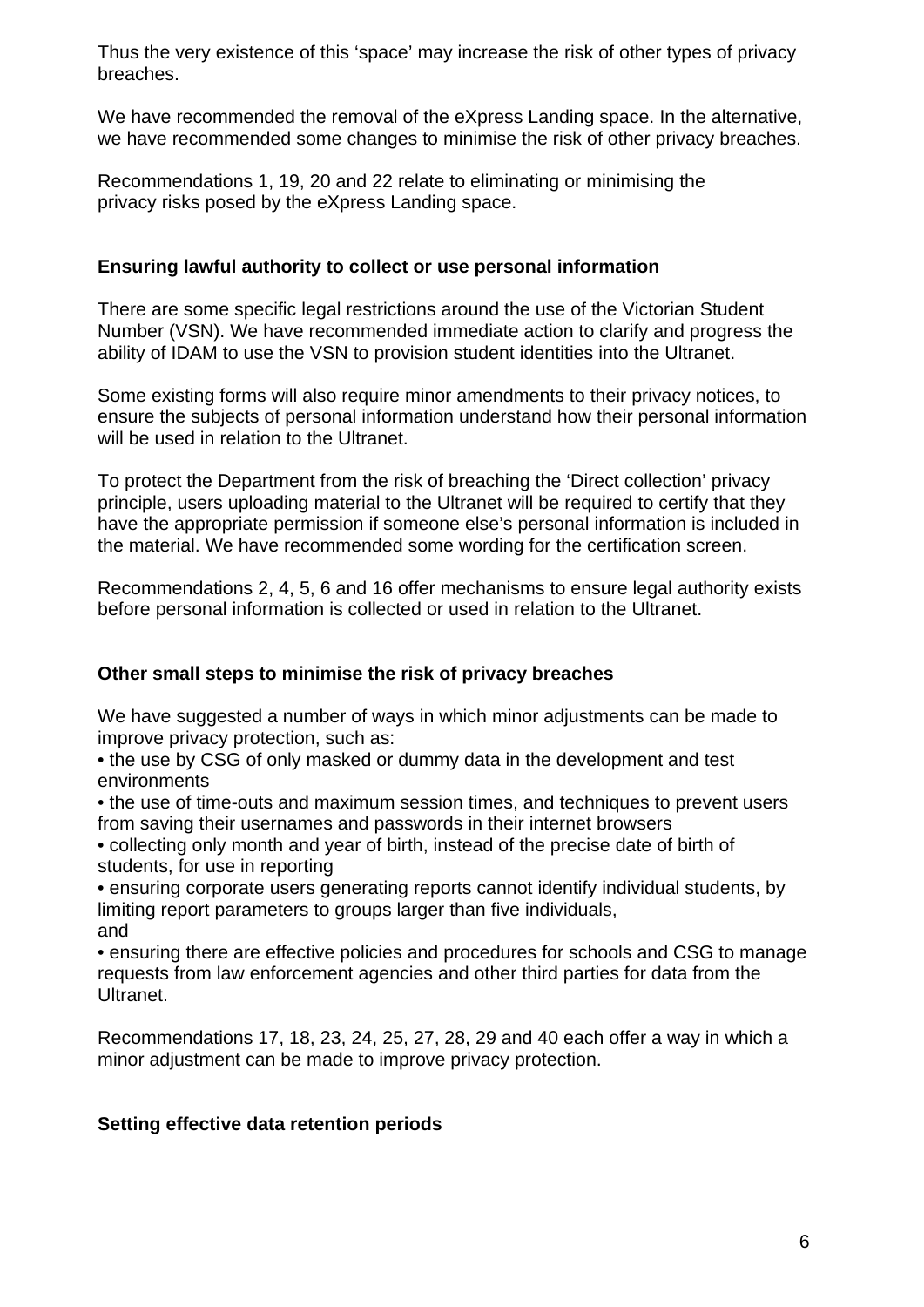Thus the very existence of this ‘space’ may increase the risk of other types of privacy breaches.

We have recommended the removal of the eXpress Landing space. In the alternative, we have recommended some changes to minimise the risk of other privacy breaches.

Recommendations 1, 19, 20 and 22 relate to eliminating or minimising the privacy risks posed by the eXpress Landing space.

**Ensuring lawful authority to collect or use personal information**

There are some specific legal restrictions around the use of the Victorian Student Number (VSN). We have recommended immediate action to clarify and progress the ability of IDAM to use the VSN to provision student identities into the Ultranet.

Some existing forms will also require minor amendments to their privacy notices, to ensure the subjects of personal information understand how their personal information will be used in relation to the Ultranet.

To protect the Department from the risk of breaching the ‘Direct collection’ privacy principle, users uploading material to the Ultranet will be required to certify that they have the appropriate permission if someone else’s personal information is included in the material. We have recommended some wording for the certification screen.

Recommendations 2, 4, 5, 6 and 16 offer mechanisms to ensure legal authority exists before personal information is collected or used in relation to the Ultranet.

**Other small steps to minimise the risk of privacy breaches**

We have suggested a number of ways in which minor adjustments can be made to improve privacy protection, such as:

- the use by CSG of only masked or dummy data in the development and test environments
- the use of time-outs and maximum session times, and techniques to prevent users from saving their usernames and passwords in their internet browsers
- collecting only month and year of birth, instead of the precise date of birth of students, for use in reporting
- ensuring corporate users generating reports cannot identify individual students, by limiting report parameters to groups larger than five individuals, and
- ensuring there are effective policies and procedures for schools and CSG to manage requests from law enforcement agencies and other third parties for data from the Ultranet.

Recommendations 17, 18, 23, 24, 25, 27, 28, 29 and 40 each offer a way in which a minor adjustment can be made to improve privacy protection.

**Setting effective data retention periods**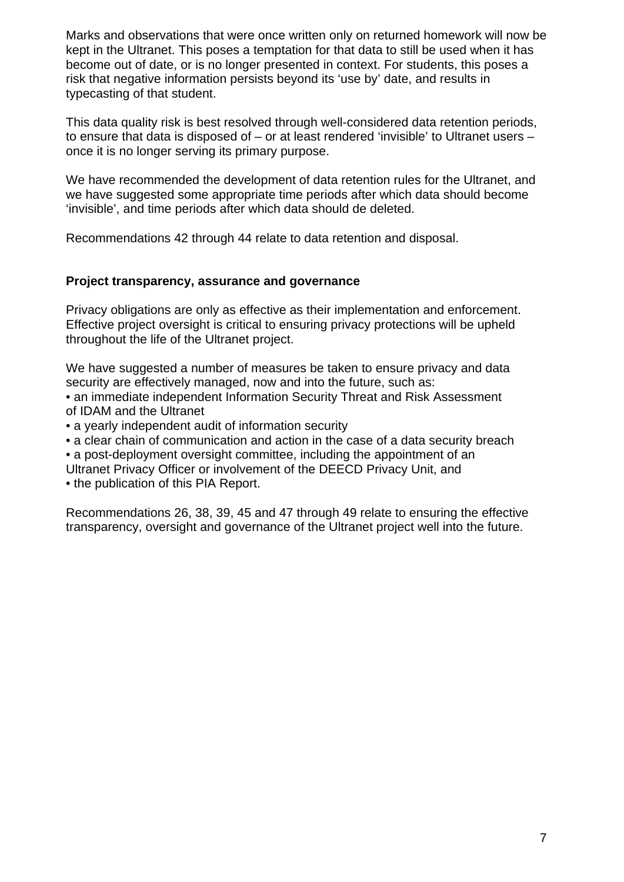Marks and observations that were once written only on returned homework will now be kept in the Ultranet. This poses a temptation for that data to still be used when it has become out of date, or is no longer presented in context. For students, this poses a risk that negative information persists beyond its 'use by' date, and results in typecasting of that student.

This data quality risk is best resolved through well-considered data retention periods, to ensure that data is disposed of – or at least rendered 'invisible' to Ultranet users – once it is no longer serving its primary purpose.

We have recommended the development of data retention rules for the Ultranet, and we have suggested some appropriate time periods after which data should become 'invisible', and time periods after which data should de deleted.

Recommendations 42 through 44 relate to data retention and disposal.

**Project transparency, assurance and governance**

Privacy obligations are only as effective as their implementation and enforcement. Effective project oversight is critical to ensuring privacy protections will be upheld throughout the life of the Ultranet project.

We have suggested a number of measures be taken to ensure privacy and data security are effectively managed, now and into the future, such as:

- an immediate independent Information Security Threat and Risk Assessment of IDAM and the Ultranet
- a yearly independent audit of information security
- a clear chain of communication and action in the case of a data security breach
- a post-deployment oversight committee, including the appointment of an Ultranet Privacy Officer or involvement of the DEECD Privacy Unit, and
- the publication of this PIA Report.

Recommendations 26, 38, 39, 45 and 47 through 49 relate to ensuring the effective transparency, oversight and governance of the Ultranet project well into the future.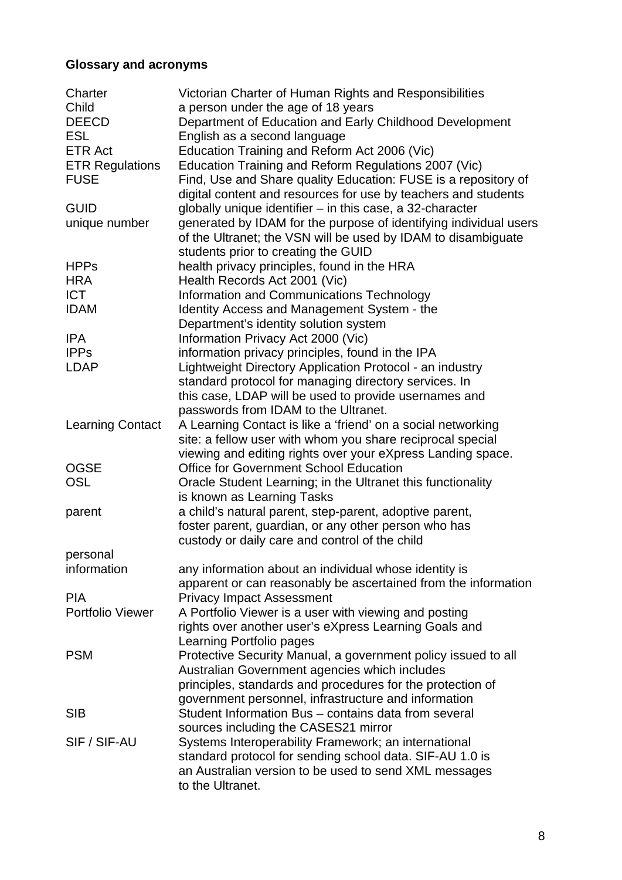**Glossary and acronyms**

| | |
|---|---|
| Charter | Victorian Charter of Human Rights and Responsibilities |
| Child | a person under the age of 18 years |
| DEECD | Department of Education and Early Childhood Development |
| ESL | English as a second language |
| ETR Act | Education Training and Reform Act 2006 (Vic) |
| ETR Regulations | Education Training and Reform Regulations 2007 (Vic) |
| FUSE | Find, Use and Share quality Education: FUSE is a repository of digital content and resources for use by teachers and students |
| GUID unique number | globally unique identifier – in this case, a 32-character generated by IDAM for the purpose of identifying individual users of the Ultranet; the VSN will be used by IDAM to disambiguate students prior to creating the GUID |
| HPPs | health privacy principles, found in the HRA |
| HRA | Health Records Act 2001 (Vic) |
| ICT | Information and Communications Technology |
| IDAM | Identity Access and Management System - the Department's identity solution system |
| IPA | Information Privacy Act 2000 (Vic) |
| IPPs | information privacy principles, found in the IPA |
| LDAP | Lightweight Directory Application Protocol - an industry standard protocol for managing directory services. In this case, LDAP will be used to provide usernames and passwords from IDAM to the Ultranet. |
| Learning Contact | A Learning Contact is like a 'friend' on a social networking site: a fellow user with whom you share reciprocal special viewing and editing rights over your eXpress Landing space. |
| OGSE | Office for Government School Education |
| OSL | Oracle Student Learning; in the Ultranet this functionality is known as Learning Tasks |
| parent | a child's natural parent, step-parent, adoptive parent, foster parent, guardian, or any other person who has custody or daily care and control of the child |
| personal information | any information about an individual whose identity is apparent or can reasonably be ascertained from the information |
| PIA | Privacy Impact Assessment |
| Portfolio Viewer | A Portfolio Viewer is a user with viewing and posting rights over another user's eXpress Learning Goals and Learning Portfolio pages |
| PSM | Protective Security Manual, a government policy issued to all Australian Government agencies which includes principles, standards and procedures for the protection of government personnel, infrastructure and information |
| SIB | Student Information Bus – contains data from several sources including the CASES21 mirror |
| SIF / SIF-AU | Systems Interoperability Framework; an international standard protocol for sending school data. SIF-AU 1.0 is an Australian version to be used to send XML messages to the Ultranet. |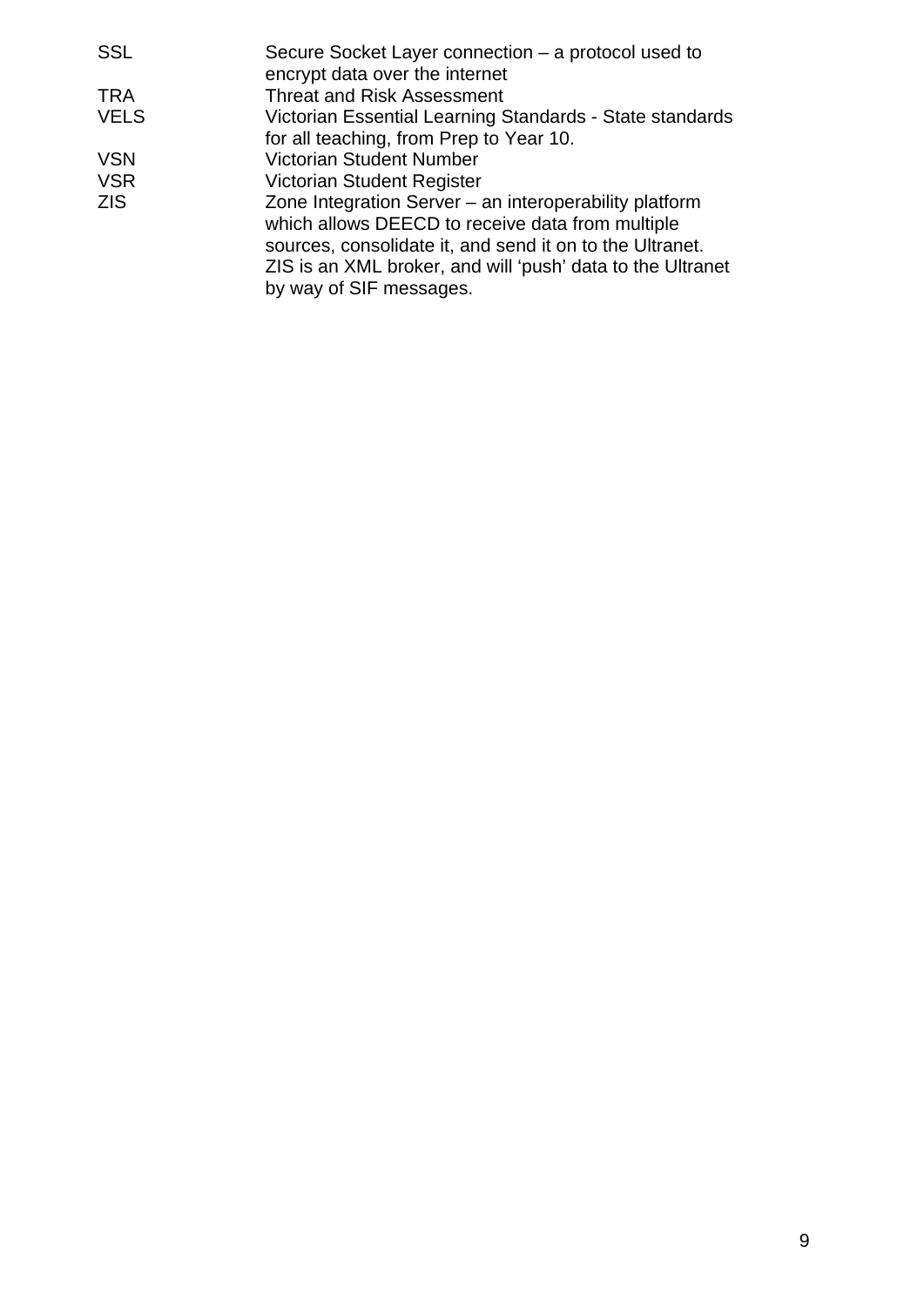| | |
|---|---|
| SSL | Secure Socket Layer connection – a protocol used to encrypt data over the internet |
| TRA | Threat and Risk Assessment |
| VELS | Victorian Essential Learning Standards - State standards for all teaching, from Prep to Year 10. |
| VSN | Victorian Student Number |
| VSR | Victorian Student Register |
| ZIS | Zone Integration Server – an interoperability platform which allows DEECD to receive data from multiple sources, consolidate it, and send it on to the Ultranet. ZIS is an XML broker, and will 'push' data to the Ultranet by way of SIF messages. |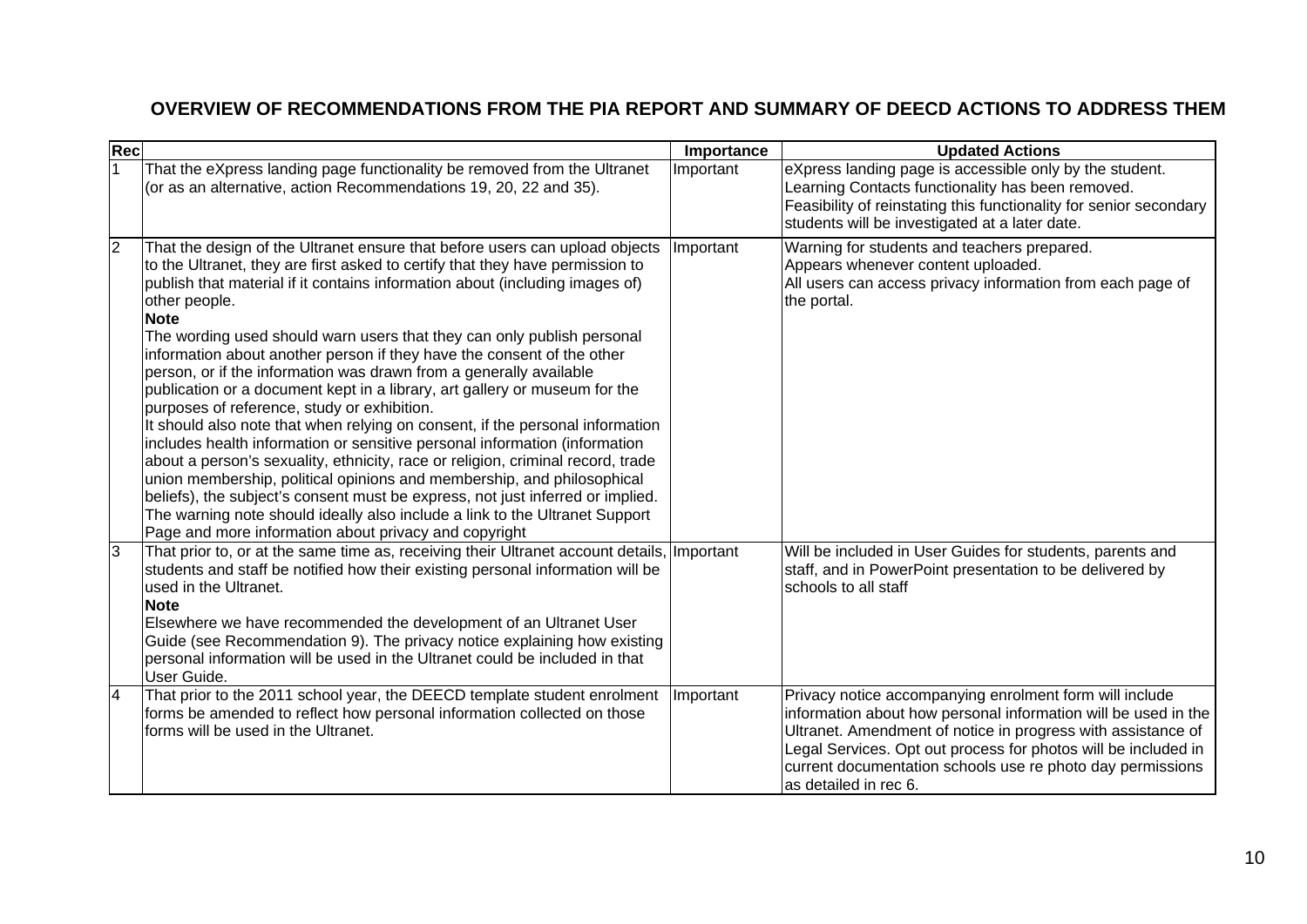## OVERVIEW OF RECOMMENDATIONS FROM THE PIA REPORT AND SUMMARY OF DEECD ACTIONS TO ADDRESS THEM

| Rec | | Importance | Updated Actions |
|---|---|---|---|
| 1 | That the eXpress landing page functionality be removed from the Ultranet (or as an alternative, action Recommendations 19, 20, 22 and 35). | Important | eXpress landing page is accessible only by the student. Learning Contacts functionality has been removed. Feasibility of reinstating this functionality for senior secondary students will be investigated at a later date. |
| 2 | That the design of the Ultranet ensure that before users can upload objects to the Ultranet, they are first asked to certify that they have permission to publish that material if it contains information about (including images of) other people.<br>**Note**<br>The wording used should warn users that they can only publish personal information about another person if they have the consent of the other person, or if the information was drawn from a generally available publication or a document kept in a library, art gallery or museum for the purposes of reference, study or exhibition.<br>It should also note that when relying on consent, if the personal information includes health information or sensitive personal information (information about a person's sexuality, ethnicity, race or religion, criminal record, trade union membership, political opinions and membership, and philosophical beliefs), the subject's consent must be express, not just inferred or implied. The warning note should ideally also include a link to the Ultranet Support Page and more information about privacy and copyright | Important | Warning for students and teachers prepared.<br>Appears whenever content uploaded.<br>All users can access privacy information from each page of the portal. |
| 3 | That prior to, or at the same time as, receiving their Ultranet account details, students and staff be notified how their existing personal information will be used in the Ultranet.<br>**Note**<br>Elsewhere we have recommended the development of an Ultranet User Guide (see Recommendation 9). The privacy notice explaining how existing personal information will be used in the Ultranet could be included in that User Guide. | Important | Will be included in User Guides for students, parents and staff, and in PowerPoint presentation to be delivered by schools to all staff |
| 4 | That prior to the 2011 school year, the DEECD template student enrolment forms be amended to reflect how personal information collected on those forms will be used in the Ultranet. | Important | Privacy notice accompanying enrolment form will include information about how personal information will be used in the Ultranet. Amendment of notice in progress with assistance of Legal Services. Opt out process for photos will be included in current documentation schools use re photo day permissions as detailed in rec 6. |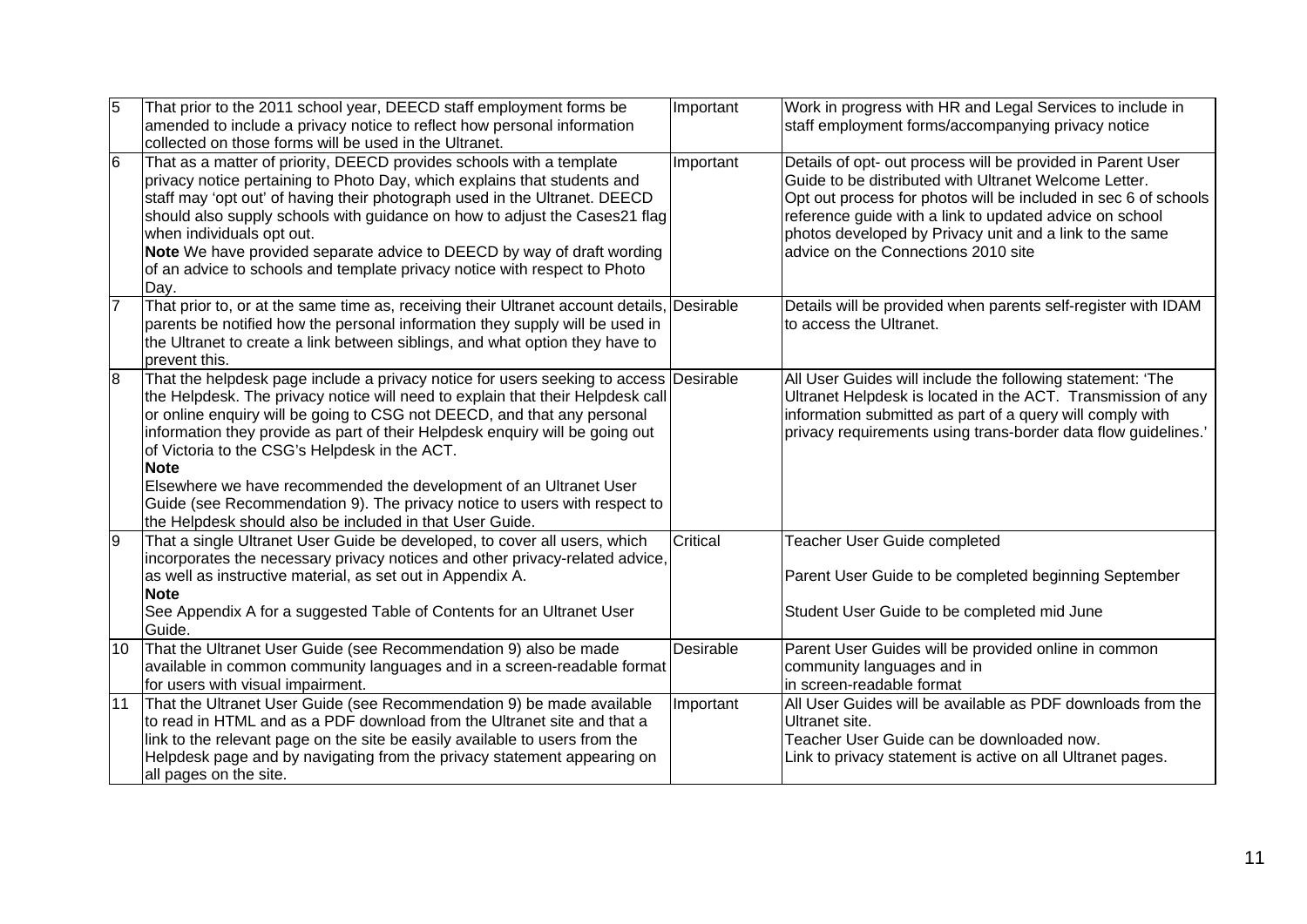| | | | |
|---|---|---|---|
| 5 | That prior to the 2011 school year, DEECD staff employment forms be amended to include a privacy notice to reflect how personal information collected on those forms will be used in the Ultranet. | Important | Work in progress with HR and Legal Services to include in staff employment forms/accompanying privacy notice |
| 6 | That as a matter of priority, DEECD provides schools with a template privacy notice pertaining to Photo Day, which explains that students and staff may 'opt out' of having their photograph used in the Ultranet. DEECD should also supply schools with guidance on how to adjust the Cases21 flag when individuals opt out.<br>**Note** We have provided separate advice to DEECD by way of draft wording of an advice to schools and template privacy notice with respect to Photo Day. | Important | Details of opt- out process will be provided in Parent User Guide to be distributed with Ultranet Welcome Letter.<br>Opt out process for photos will be included in sec 6 of schools reference guide with a link to updated advice on school photos developed by Privacy unit and a link to the same advice on the Connections 2010 site |
| 7 | That prior to, or at the same time as, receiving their Ultranet account details, parents be notified how the personal information they supply will be used in the Ultranet to create a link between siblings, and what option they have to prevent this. | Desirable | Details will be provided when parents self-register with IDAM to access the Ultranet. |
| 8 | That the helpdesk page include a privacy notice for users seeking to access the Helpdesk. The privacy notice will need to explain that their Helpdesk call or online enquiry will be going to CSG not DEECD, and that any personal information they provide as part of their Helpdesk enquiry will be going out of Victoria to the CSG's Helpdesk in the ACT.<br>**Note**<br>Elsewhere we have recommended the development of an Ultranet User Guide (see Recommendation 9). The privacy notice to users with respect to the Helpdesk should also be included in that User Guide. | Desirable | All User Guides will include the following statement: 'The Ultranet Helpdesk is located in the ACT. Transmission of any information submitted as part of a query will comply with privacy requirements using trans-border data flow guidelines.' |
| 9 | That a single Ultranet User Guide be developed, to cover all users, which incorporates the necessary privacy notices and other privacy-related advice, as well as instructive material, as set out in Appendix A.<br>**Note**<br>See Appendix A for a suggested Table of Contents for an Ultranet User Guide. | Critical | Teacher User Guide completed<br><br>Parent User Guide to be completed beginning September<br><br>Student User Guide to be completed mid June |
| 10 | That the Ultranet User Guide (see Recommendation 9) also be made available in common community languages and in a screen-readable format for users with visual impairment. | Desirable | Parent User Guides will be provided online in common community languages and in<br>in screen-readable format |
| 11 | That the Ultranet User Guide (see Recommendation 9) be made available to read in HTML and as a PDF download from the Ultranet site and that a link to the relevant page on the site be easily available to users from the Helpdesk page and by navigating from the privacy statement appearing on all pages on the site. | Important | All User Guides will be available as PDF downloads from the Ultranet site.<br>Teacher User Guide can be downloaded now.<br>Link to privacy statement is active on all Ultranet pages. |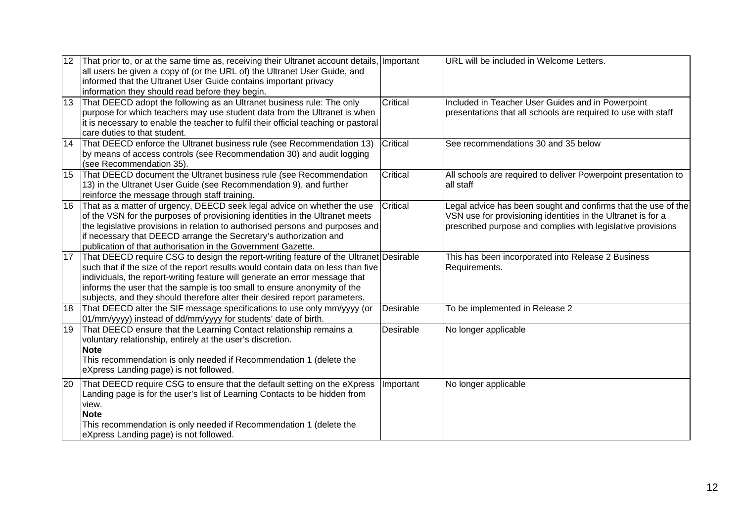| | | | |
|---|---|---|---|
| 12 | That prior to, or at the same time as, receiving their Ultranet account details, all users be given a copy of (or the URL of) the Ultranet User Guide, and informed that the Ultranet User Guide contains important privacy information they should read before they begin. | Important | URL will be included in Welcome Letters. |
| 13 | That DEECD adopt the following as an Ultranet business rule: The only purpose for which teachers may use student data from the Ultranet is when it is necessary to enable the teacher to fulfil their official teaching or pastoral care duties to that student. | Critical | Included in Teacher User Guides and in Powerpoint presentations that all schools are required to use with staff |
| 14 | That DEECD enforce the Ultranet business rule (see Recommendation 13) by means of access controls (see Recommendation 30) and audit logging (see Recommendation 35). | Critical | See recommendations 30 and 35 below |
| 15 | That DEECD document the Ultranet business rule (see Recommendation 13) in the Ultranet User Guide (see Recommendation 9), and further reinforce the message through staff training. | Critical | All schools are required to deliver Powerpoint presentation to all staff |
| 16 | That as a matter of urgency, DEECD seek legal advice on whether the use of the VSN for the purposes of provisioning identities in the Ultranet meets the legislative provisions in relation to authorised persons and purposes and if necessary that DEECD arrange the Secretary's authorization and publication of that authorisation in the Government Gazette. | Critical | Legal advice has been sought and confirms that the use of the VSN use for provisioning identities in the Ultranet is for a prescribed purpose and complies with legislative provisions |
| 17 | That DEECD require CSG to design the report-writing feature of the Ultranet such that if the size of the report results would contain data on less than five individuals, the report-writing feature will generate an error message that informs the user that the sample is too small to ensure anonymity of the subjects, and they should therefore alter their desired report parameters. | Desirable | This has been incorporated into Release 2 Business Requirements. |
| 18 | That DEECD alter the SIF message specifications to use only mm/yyyy (or 01/mm/yyyy) instead of dd/mm/yyyy for students' date of birth. | Desirable | To be implemented in Release 2 |
| 19 | That DEECD ensure that the Learning Contact relationship remains a voluntary relationship, entirely at the user's discretion.<br>**Note**<br>This recommendation is only needed if Recommendation 1 (delete the eXpress Landing page) is not followed. | Desirable | No longer applicable |
| 20 | That DEECD require CSG to ensure that the default setting on the eXpress Landing page is for the user's list of Learning Contacts to be hidden from view.<br>**Note**<br>This recommendation is only needed if Recommendation 1 (delete the eXpress Landing page) is not followed. | Important | No longer applicable |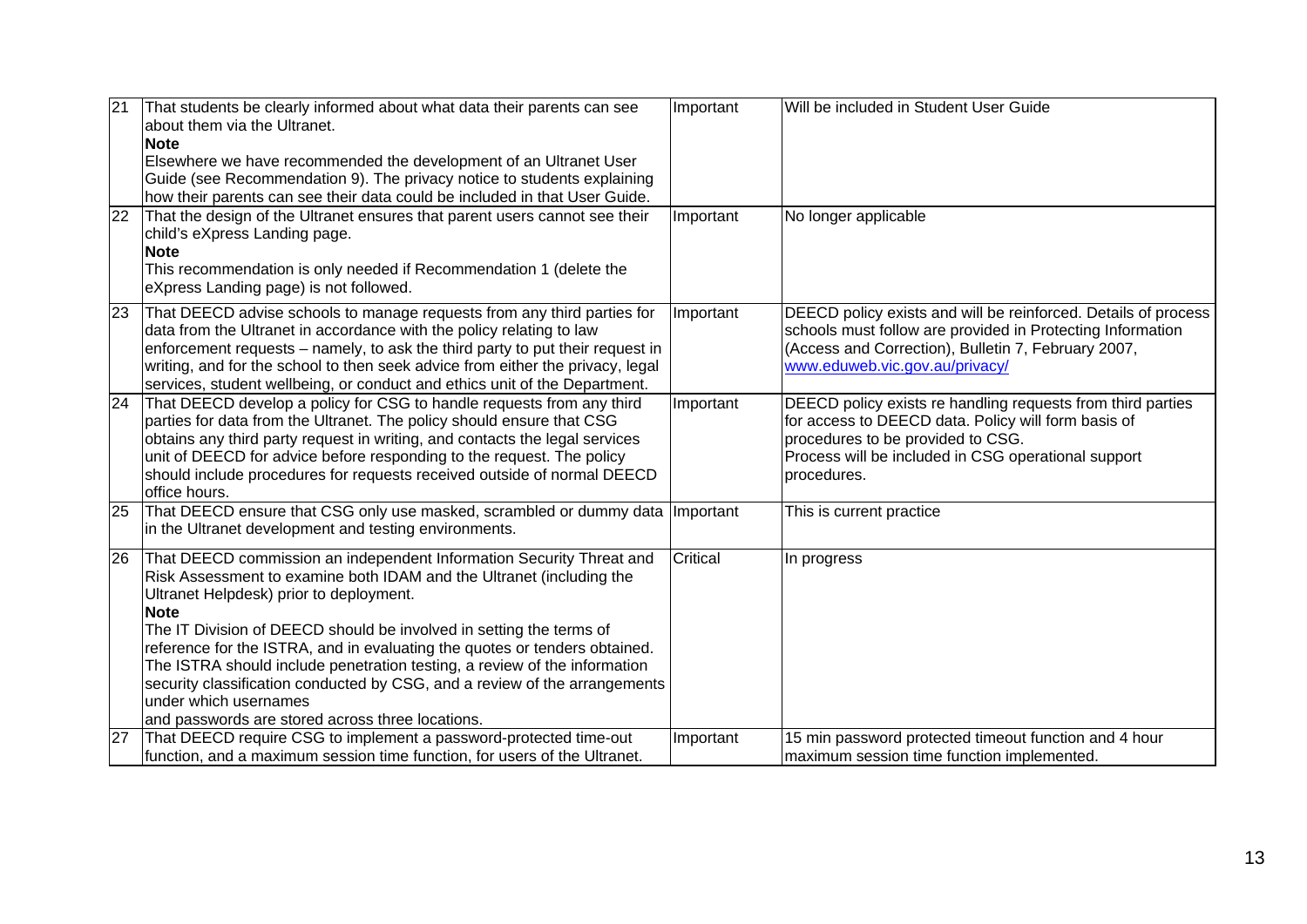| | | | |
|---|---|---|---|
| 21 | That students be clearly informed about what data their parents can see about them via the Ultranet.<br>**Note**<br>Elsewhere we have recommended the development of an Ultranet User Guide (see Recommendation 9). The privacy notice to students explaining how their parents can see their data could be included in that User Guide. | Important | Will be included in Student User Guide |
| 22 | That the design of the Ultranet ensures that parent users cannot see their child's eXpress Landing page.<br>**Note**<br>This recommendation is only needed if Recommendation 1 (delete the eXpress Landing page) is not followed. | Important | No longer applicable |
| 23 | That DEECD advise schools to manage requests from any third parties for data from the Ultranet in accordance with the policy relating to law enforcement requests – namely, to ask the third party to put their request in writing, and for the school to then seek advice from either the privacy, legal services, student wellbeing, or conduct and ethics unit of the Department. | Important | DEECD policy exists and will be reinforced. Details of process schools must follow are provided in Protecting Information (Access and Correction), Bulletin 7, February 2007, www.eduweb.vic.gov.au/privacy/ |
| 24 | That DEECD develop a policy for CSG to handle requests from any third parties for data from the Ultranet. The policy should ensure that CSG obtains any third party request in writing, and contacts the legal services unit of DEECD for advice before responding to the request. The policy should include procedures for requests received outside of normal DEECD office hours. | Important | DEECD policy exists re handling requests from third parties for access to DEECD data. Policy will form basis of procedures to be provided to CSG.<br>Process will be included in CSG operational support procedures. |
| 25 | That DEECD ensure that CSG only use masked, scrambled or dummy data in the Ultranet development and testing environments. | Important | This is current practice |
| 26 | That DEECD commission an independent Information Security Threat and Risk Assessment to examine both IDAM and the Ultranet (including the Ultranet Helpdesk) prior to deployment.<br>**Note**<br>The IT Division of DEECD should be involved in setting the terms of reference for the ISTRA, and in evaluating the quotes or tenders obtained. The ISTRA should include penetration testing, a review of the information security classification conducted by CSG, and a review of the arrangements under which usernames and passwords are stored across three locations. | Critical | In progress |
| 27 | That DEECD require CSG to implement a password-protected time-out function, and a maximum session time function, for users of the Ultranet. | Important | 15 min password protected timeout function and 4 hour maximum session time function implemented. |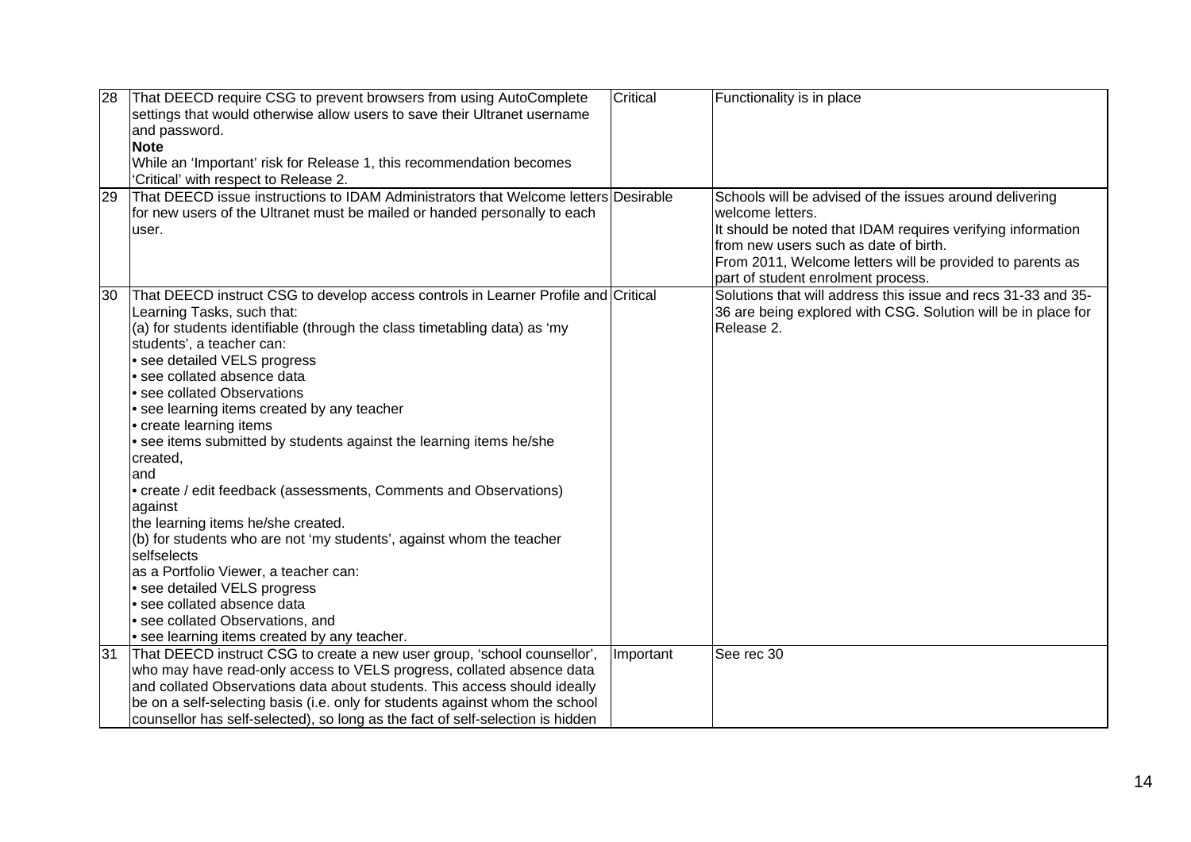| | | | |
|---|---|---|---|
| 28 | That DEECD require CSG to prevent browsers from using AutoComplete settings that would otherwise allow users to save their Ultranet username and password.<br>**Note**<br>While an 'Important' risk for Release 1, this recommendation becomes 'Critical' with respect to Release 2. | Critical | Functionality is in place |
| 29 | That DEECD issue instructions to IDAM Administrators that Welcome letters for new users of the Ultranet must be mailed or handed personally to each user. | Desirable | Schools will be advised of the issues around delivering welcome letters.<br>It should be noted that IDAM requires verifying information from new users such as date of birth.<br>From 2011, Welcome letters will be provided to parents as part of student enrolment process. |
| 30 | That DEECD instruct CSG to develop access controls in Learner Profile and Learning Tasks, such that:<br>(a) for students identifiable (through the class timetabling data) as 'my students', a teacher can:<br>• see detailed VELS progress<br>• see collated absence data<br>• see collated Observations<br>• see learning items created by any teacher<br>• create learning items<br>• see items submitted by students against the learning items he/she created,<br>and<br>• create / edit feedback (assessments, Comments and Observations) against<br>the learning items he/she created.<br>(b) for students who are not 'my students', against whom the teacher selfselects<br>as a Portfolio Viewer, a teacher can:<br>• see detailed VELS progress<br>• see collated absence data<br>• see collated Observations, and<br>• see learning items created by any teacher. | Critical | Solutions that will address this issue and recs 31-33 and 35-36 are being explored with CSG. Solution will be in place for Release 2. |
| 31 | That DEECD instruct CSG to create a new user group, 'school counsellor', who may have read-only access to VELS progress, collated absence data and collated Observations data about students. This access should ideally be on a self-selecting basis (i.e. only for students against whom the school counsellor has self-selected), so long as the fact of self-selection is hidden | Important | See rec 30 |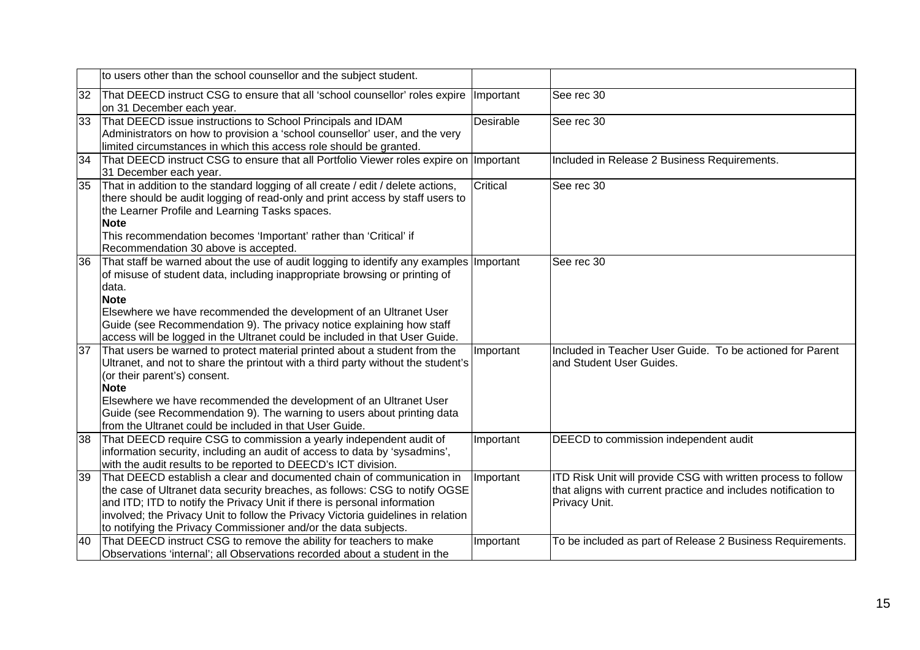| | | | |
|---|---|---|---|
| | to users other than the school counsellor and the subject student. | | |
| 32 | That DEECD instruct CSG to ensure that all 'school counsellor' roles expire on 31 December each year. | Important | See rec 30 |
| 33 | That DEECD issue instructions to School Principals and IDAM Administrators on how to provision a 'school counsellor' user, and the very limited circumstances in which this access role should be granted. | Desirable | See rec 30 |
| 34 | That DEECD instruct CSG to ensure that all Portfolio Viewer roles expire on 31 December each year. | Important | Included in Release 2 Business Requirements. |
| 35 | That in addition to the standard logging of all create / edit / delete actions, there should be audit logging of read-only and print access by staff users to the Learner Profile and Learning Tasks spaces.<br>**Note**<br>This recommendation becomes 'Important' rather than 'Critical' if Recommendation 30 above is accepted. | Critical | See rec 30 |
| 36 | That staff be warned about the use of audit logging to identify any examples of misuse of student data, including inappropriate browsing or printing of data.<br>**Note**<br>Elsewhere we have recommended the development of an Ultranet User Guide (see Recommendation 9). The privacy notice explaining how staff access will be logged in the Ultranet could be included in that User Guide. | Important | See rec 30 |
| 37 | That users be warned to protect material printed about a student from the Ultranet, and not to share the printout with a third party without the student's (or their parent's) consent.<br>**Note**<br>Elsewhere we have recommended the development of an Ultranet User Guide (see Recommendation 9). The warning to users about printing data from the Ultranet could be included in that User Guide. | Important | Included in Teacher User Guide. To be actioned for Parent and Student User Guides. |
| 38 | That DEECD require CSG to commission a yearly independent audit of information security, including an audit of access to data by 'sysadmins', with the audit results to be reported to DEECD's ICT division. | Important | DEECD to commission independent audit |
| 39 | That DEECD establish a clear and documented chain of communication in the case of Ultranet data security breaches, as follows: CSG to notify OGSE and ITD; ITD to notify the Privacy Unit if there is personal information involved; the Privacy Unit to follow the Privacy Victoria guidelines in relation to notifying the Privacy Commissioner and/or the data subjects. | Important | ITD Risk Unit will provide CSG with written process to follow that aligns with current practice and includes notification to Privacy Unit. |
| 40 | That DEECD instruct CSG to remove the ability for teachers to make Observations 'internal'; all Observations recorded about a student in the | Important | To be included as part of Release 2 Business Requirements. |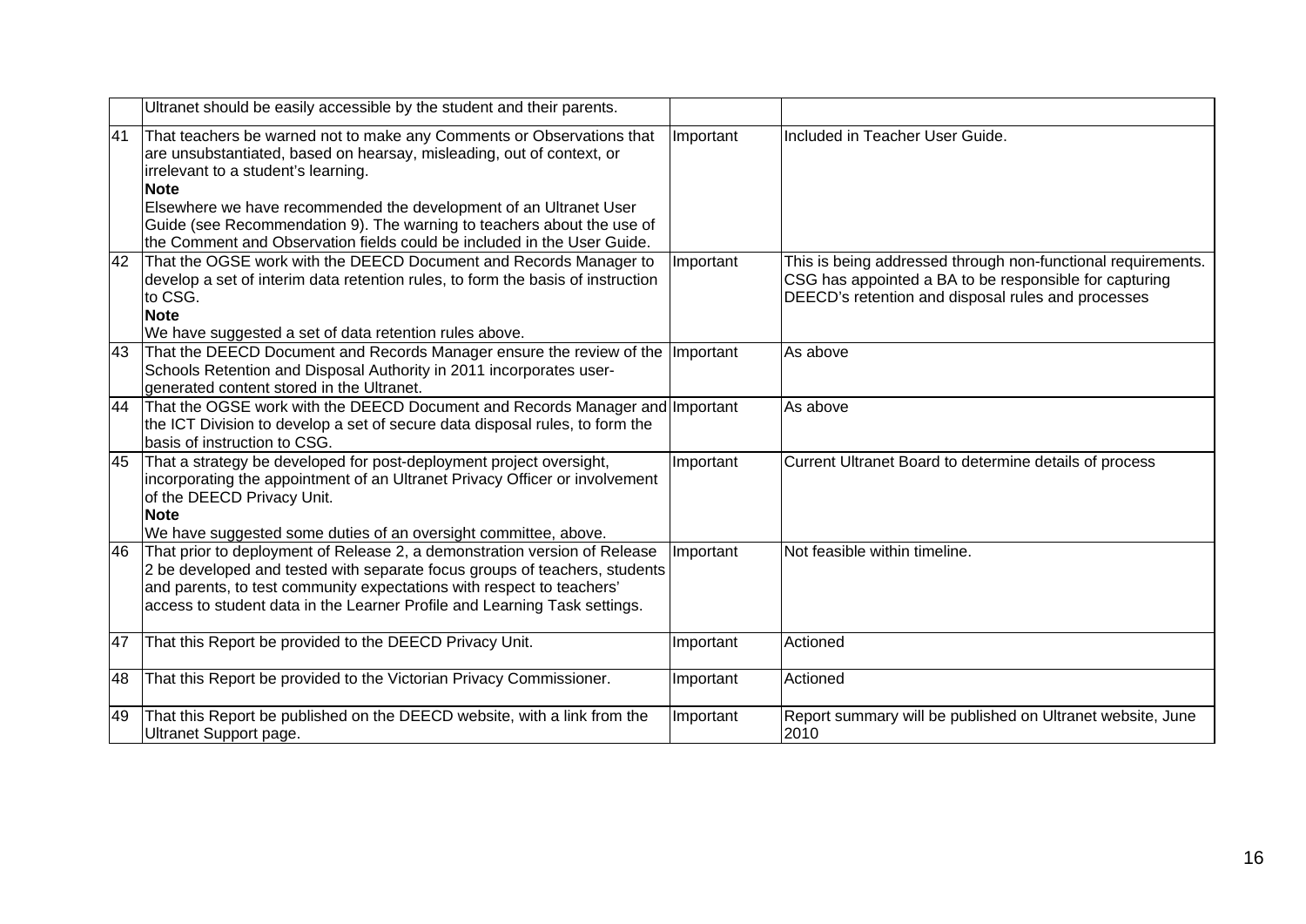| | | | |
|---|---|---|---|
| | Ultranet should be easily accessible by the student and their parents. | | |
| 41 | That teachers be warned not to make any Comments or Observations that are unsubstantiated, based on hearsay, misleading, out of context, or irrelevant to a student's learning.<br>**Note**<br>Elsewhere we have recommended the development of an Ultranet User Guide (see Recommendation 9). The warning to teachers about the use of the Comment and Observation fields could be included in the User Guide. | Important | Included in Teacher User Guide. |
| 42 | That the OGSE work with the DEECD Document and Records Manager to develop a set of interim data retention rules, to form the basis of instruction to CSG.<br>**Note**<br>We have suggested a set of data retention rules above. | Important | This is being addressed through non-functional requirements. CSG has appointed a BA to be responsible for capturing DEECD's retention and disposal rules and processes |
| 43 | That the DEECD Document and Records Manager ensure the review of the Schools Retention and Disposal Authority in 2011 incorporates user-generated content stored in the Ultranet. | Important | As above |
| 44 | That the OGSE work with the DEECD Document and Records Manager and the ICT Division to develop a set of secure data disposal rules, to form the basis of instruction to CSG. | Important | As above |
| 45 | That a strategy be developed for post-deployment project oversight, incorporating the appointment of an Ultranet Privacy Officer or involvement of the DEECD Privacy Unit.<br>**Note**<br>We have suggested some duties of an oversight committee, above. | Important | Current Ultranet Board to determine details of process |
| 46 | That prior to deployment of Release 2, a demonstration version of Release 2 be developed and tested with separate focus groups of teachers, students and parents, to test community expectations with respect to teachers' access to student data in the Learner Profile and Learning Task settings. | Important | Not feasible within timeline. |
| 47 | That this Report be provided to the DEECD Privacy Unit. | Important | Actioned |
| 48 | That this Report be provided to the Victorian Privacy Commissioner. | Important | Actioned |
| 49 | That this Report be published on the DEECD website, with a link from the Ultranet Support page. | Important | Report summary will be published on Ultranet website, June 2010 |